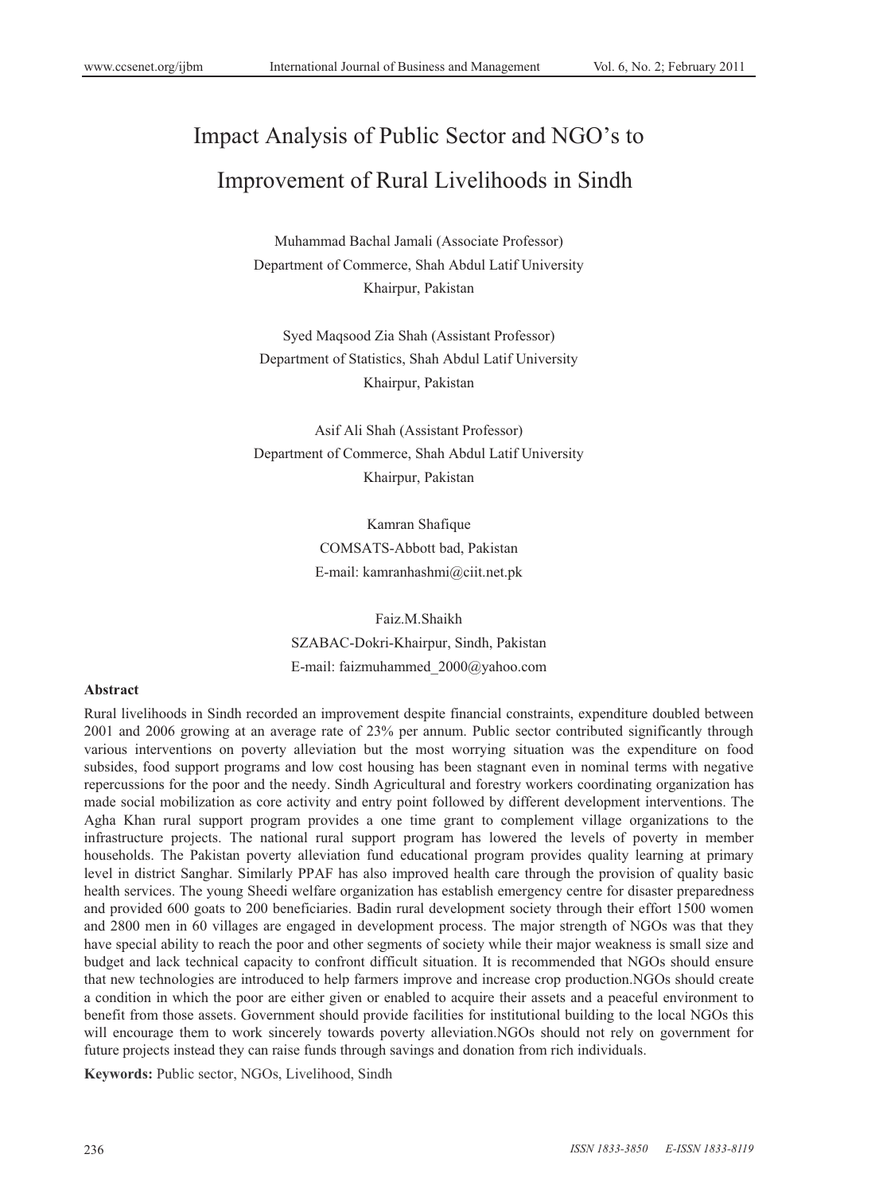# Impact Analysis of Public Sector and NGO's to Improvement of Rural Livelihoods in Sindh

Muhammad Bachal Jamali (Associate Professor)
Department of Commerce, Shah Abdul Latif University
Khairpur, Pakistan

Syed Maqsood Zia Shah (Assistant Professor)
Department of Statistics, Shah Abdul Latif University
Khairpur, Pakistan

Asif Ali Shah (Assistant Professor)
Department of Commerce, Shah Abdul Latif University
Khairpur, Pakistan

Kamran Shafique
COMSATS-Abbott bad, Pakistan
E-mail: kamranhashmi@ciit.net.pk

Faiz.M.Shaikh
SZABAC-Dokri-Khairpur, Sindh, Pakistan
E-mail: faizmuhammed_2000@yahoo.com

**Abstract**

Rural livelihoods in Sindh recorded an improvement despite financial constraints, expenditure doubled between 2001 and 2006 growing at an average rate of 23% per annum. Public sector contributed significantly through various interventions on poverty alleviation but the most worrying situation was the expenditure on food subsides, food support programs and low cost housing has been stagnant even in nominal terms with negative repercussions for the poor and the needy. Sindh Agricultural and forestry workers coordinating organization has made social mobilization as core activity and entry point followed by different development interventions. The Agha Khan rural support program provides a one time grant to complement village organizations to the infrastructure projects. The national rural support program has lowered the levels of poverty in member households. The Pakistan poverty alleviation fund educational program provides quality learning at primary level in district Sanghar. Similarly PPAF has also improved health care through the provision of quality basic health services. The young Sheedi welfare organization has establish emergency centre for disaster preparedness and provided 600 goats to 200 beneficiaries. Badin rural development society through their effort 1500 women and 2800 men in 60 villages are engaged in development process. The major strength of NGOs was that they have special ability to reach the poor and other segments of society while their major weakness is small size and budget and lack technical capacity to confront difficult situation. It is recommended that NGOs should ensure that new technologies are introduced to help farmers improve and increase crop production.NGOs should create a condition in which the poor are either given or enabled to acquire their assets and a peaceful environment to benefit from those assets. Government should provide facilities for institutional building to the local NGOs this will encourage them to work sincerely towards poverty alleviation.NGOs should not rely on government for future projects instead they can raise funds through savings and donation from rich individuals.

**Keywords:** Public sector, NGOs, Livelihood, Sindh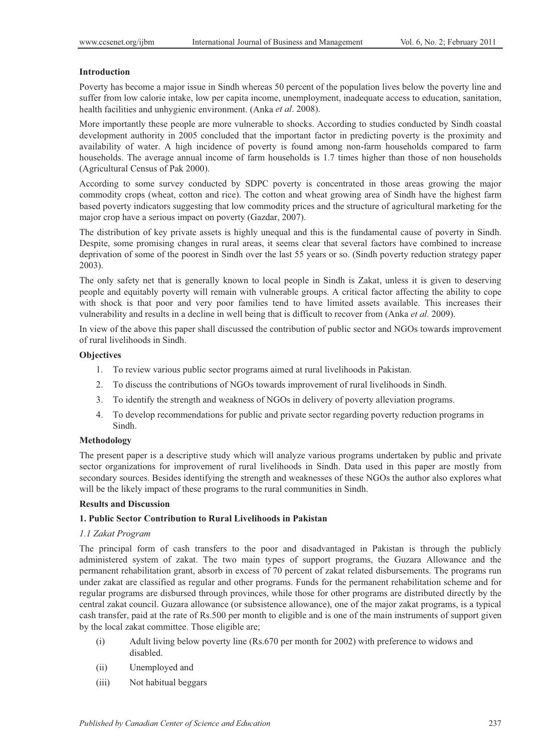## Introduction

Poverty has become a major issue in Sindh whereas 50 percent of the population lives below the poverty line and suffer from low calorie intake, low per capita income, unemployment, inadequate access to education, sanitation, health facilities and unhygienic environment. (Anka *et al*. 2008).

More importantly these people are more vulnerable to shocks. According to studies conducted by Sindh coastal development authority in 2005 concluded that the important factor in predicting poverty is the proximity and availability of water. A high incidence of poverty is found among non-farm households compared to farm households. The average annual income of farm households is 1.7 times higher than those of non households (Agricultural Census of Pak 2000).

According to some survey conducted by SDPC poverty is concentrated in those areas growing the major commodity crops (wheat, cotton and rice). The cotton and wheat growing area of Sindh have the highest farm based poverty indicators suggesting that low commodity prices and the structure of agricultural marketing for the major crop have a serious impact on poverty (Gazdar, 2007).

The distribution of key private assets is highly unequal and this is the fundamental cause of poverty in Sindh. Despite, some promising changes in rural areas, it seems clear that several factors have combined to increase deprivation of some of the poorest in Sindh over the last 55 years or so. (Sindh poverty reduction strategy paper 2003).

The only safety net that is generally known to local people in Sindh is Zakat, unless it is given to deserving people and equitably poverty will remain with vulnerable groups. A critical factor affecting the ability to cope with shock is that poor and very poor families tend to have limited assets available. This increases their vulnerability and results in a decline in well being that is difficult to recover from (Anka *et al.* 2009).

In view of the above this paper shall discussed the contribution of public sector and NGOs towards improvement of rural livelihoods in Sindh.

## Objectives

1. To review various public sector programs aimed at rural livelihoods in Pakistan.
2. To discuss the contributions of NGOs towards improvement of rural livelihoods in Sindh.
3. To identify the strength and weakness of NGOs in delivery of poverty alleviation programs.
4. To develop recommendations for public and private sector regarding poverty reduction programs in Sindh.

## Methodology

The present paper is a descriptive study which will analyze various programs undertaken by public and private sector organizations for improvement of rural livelihoods in Sindh. Data used in this paper are mostly from secondary sources. Besides identifying the strength and weaknesses of these NGOs the author also explores what will be the likely impact of these programs to the rural communities in Sindh.

## Results and Discussion

### 1. Public Sector Contribution to Rural Livelihoods in Pakistan

#### *1.1 Zakat Program*

The principal form of cash transfers to the poor and disadvantaged in Pakistan is through the publicly administered system of zakat. The two main types of support programs, the Guzara Allowance and the permanent rehabilitation grant, absorb in excess of 70 percent of zakat related disbursements. The programs run under zakat are classified as regular and other programs. Funds for the permanent rehabilitation scheme and for regular programs are disbursed through provinces, while those for other programs are distributed directly by the central zakat council. Guzara allowance (or subsistence allowance), one of the major zakat programs, is a typical cash transfer, paid at the rate of Rs.500 per month to eligible and is one of the main instruments of support given by the local zakat committee. Those eligible are;

(i) Adult living below poverty line (Rs.670 per month for 2002) with preference to widows and disabled.

(ii) Unemployed and

(iii) Not habitual beggars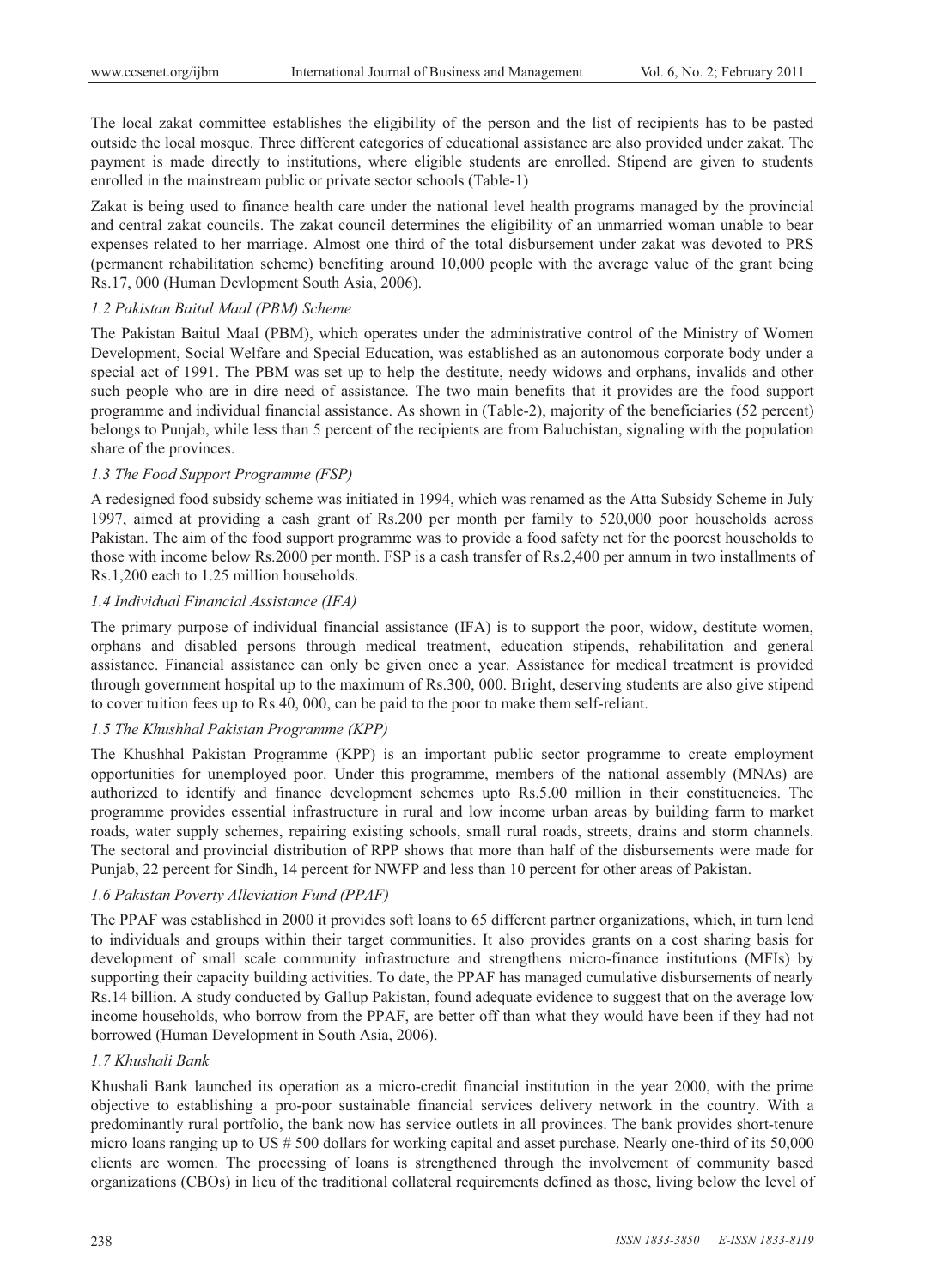The local zakat committee establishes the eligibility of the person and the list of recipients has to be pasted outside the local mosque. Three different categories of educational assistance are also provided under zakat. The payment is made directly to institutions, where eligible students are enrolled. Stipend are given to students enrolled in the mainstream public or private sector schools (Table-1)

Zakat is being used to finance health care under the national level health programs managed by the provincial and central zakat councils. The zakat council determines the eligibility of an unmarried woman unable to bear expenses related to her marriage. Almost one third of the total disbursement under zakat was devoted to PRS (permanent rehabilitation scheme) benefiting around 10,000 people with the average value of the grant being Rs.17, 000 (Human Devlopment South Asia, 2006).

### *1.2 Pakistan Baitul Maal (PBM) Scheme*

The Pakistan Baitul Maal (PBM), which operates under the administrative control of the Ministry of Women Development, Social Welfare and Special Education, was established as an autonomous corporate body under a special act of 1991. The PBM was set up to help the destitute, needy widows and orphans, invalids and other such people who are in dire need of assistance. The two main benefits that it provides are the food support programme and individual financial assistance. As shown in (Table-2), majority of the beneficiaries (52 percent) belongs to Punjab, while less than 5 percent of the recipients are from Baluchistan, signaling with the population share of the provinces.

### *1.3 The Food Support Programme (FSP)*

A redesigned food subsidy scheme was initiated in 1994, which was renamed as the Atta Subsidy Scheme in July 1997, aimed at providing a cash grant of Rs.200 per month per family to 520,000 poor households across Pakistan. The aim of the food support programme was to provide a food safety net for the poorest households to those with income below Rs.2000 per month. FSP is a cash transfer of Rs.2,400 per annum in two installments of Rs.1,200 each to 1.25 million households.

### *1.4 Individual Financial Assistance (IFA)*

The primary purpose of individual financial assistance (IFA) is to support the poor, widow, destitute women, orphans and disabled persons through medical treatment, education stipends, rehabilitation and general assistance. Financial assistance can only be given once a year. Assistance for medical treatment is provided through government hospital up to the maximum of Rs.300, 000. Bright, deserving students are also give stipend to cover tuition fees up to Rs.40, 000, can be paid to the poor to make them self-reliant.

### *1.5 The Khushhal Pakistan Programme (KPP)*

The Khushhal Pakistan Programme (KPP) is an important public sector programme to create employment opportunities for unemployed poor. Under this programme, members of the national assembly (MNAs) are authorized to identify and finance development schemes upto Rs.5.00 million in their constituencies. The programme provides essential infrastructure in rural and low income urban areas by building farm to market roads, water supply schemes, repairing existing schools, small rural roads, streets, drains and storm channels. The sectoral and provincial distribution of RPP shows that more than half of the disbursements were made for Punjab, 22 percent for Sindh, 14 percent for NWFP and less than 10 percent for other areas of Pakistan.

### *1.6 Pakistan Poverty Alleviation Fund (PPAF)*

The PPAF was established in 2000 it provides soft loans to 65 different partner organizations, which, in turn lend to individuals and groups within their target communities. It also provides grants on a cost sharing basis for development of small scale community infrastructure and strengthens micro-finance institutions (MFIs) by supporting their capacity building activities. To date, the PPAF has managed cumulative disbursements of nearly Rs.14 billion. A study conducted by Gallup Pakistan, found adequate evidence to suggest that on the average low income households, who borrow from the PPAF, are better off than what they would have been if they had not borrowed (Human Development in South Asia, 2006).

### *1.7 Khushali Bank*

Khushali Bank launched its operation as a micro-credit financial institution in the year 2000, with the prime objective to establishing a pro-poor sustainable financial services delivery network in the country. With a predominantly rural portfolio, the bank now has service outlets in all provinces. The bank provides short-tenure micro loans ranging up to US # 500 dollars for working capital and asset purchase. Nearly one-third of its 50,000 clients are women. The processing of loans is strengthened through the involvement of community based organizations (CBOs) in lieu of the traditional collateral requirements defined as those, living below the level of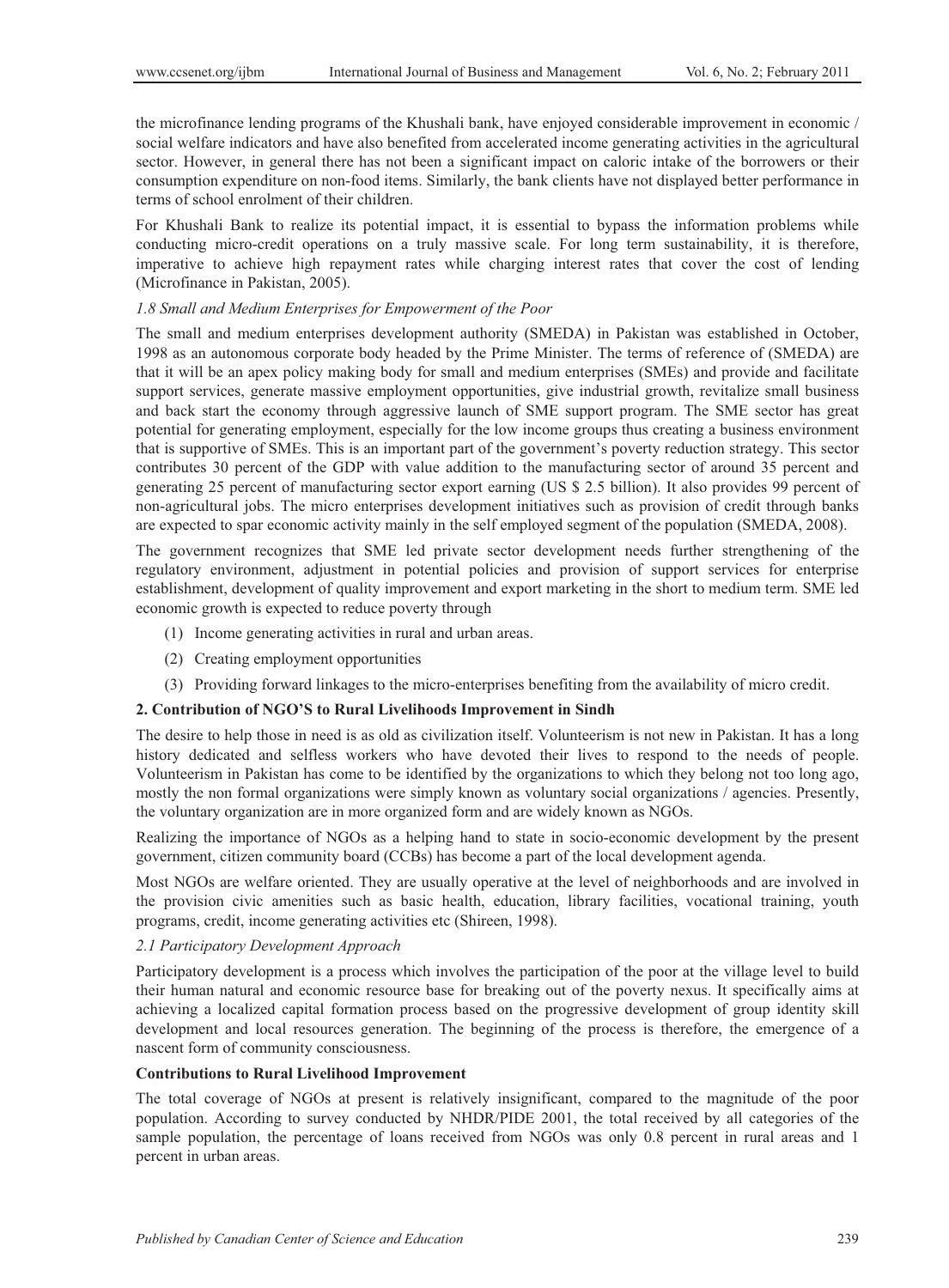the microfinance lending programs of the Khushali bank, have enjoyed considerable improvement in economic / social welfare indicators and have also benefited from accelerated income generating activities in the agricultural sector. However, in general there has not been a significant impact on caloric intake of the borrowers or their consumption expenditure on non-food items. Similarly, the bank clients have not displayed better performance in terms of school enrolment of their children.

For Khushali Bank to realize its potential impact, it is essential to bypass the information problems while conducting micro-credit operations on a truly massive scale. For long term sustainability, it is therefore, imperative to achieve high repayment rates while charging interest rates that cover the cost of lending (Microfinance in Pakistan, 2005).

### *1.8 Small and Medium Enterprises for Empowerment of the Poor*

The small and medium enterprises development authority (SMEDA) in Pakistan was established in October, 1998 as an autonomous corporate body headed by the Prime Minister. The terms of reference of (SMEDA) are that it will be an apex policy making body for small and medium enterprises (SMEs) and provide and facilitate support services, generate massive employment opportunities, give industrial growth, revitalize small business and back start the economy through aggressive launch of SME support program. The SME sector has great potential for generating employment, especially for the low income groups thus creating a business environment that is supportive of SMEs. This is an important part of the government's poverty reduction strategy. This sector contributes 30 percent of the GDP with value addition to the manufacturing sector of around 35 percent and generating 25 percent of manufacturing sector export earning (US $ 2.5 billion). It also provides 99 percent of non-agricultural jobs. The micro enterprises development initiatives such as provision of credit through banks are expected to spar economic activity mainly in the self employed segment of the population (SMEDA, 2008).

The government recognizes that SME led private sector development needs further strengthening of the regulatory environment, adjustment in potential policies and provision of support services for enterprise establishment, development of quality improvement and export marketing in the short to medium term. SME led economic growth is expected to reduce poverty through

(1) Income generating activities in rural and urban areas.

(2) Creating employment opportunities

(3) Providing forward linkages to the micro-enterprises benefiting from the availability of micro credit.

## 2. Contribution of NGO'S to Rural Livelihoods Improvement in Sindh

The desire to help those in need is as old as civilization itself. Volunteerism is not new in Pakistan. It has a long history dedicated and selfless workers who have devoted their lives to respond to the needs of people. Volunteerism in Pakistan has come to be identified by the organizations to which they belong not too long ago, mostly the non formal organizations were simply known as voluntary social organizations / agencies. Presently, the voluntary organization are in more organized form and are widely known as NGOs.

Realizing the importance of NGOs as a helping hand to state in socio-economic development by the present government, citizen community board (CCBs) has become a part of the local development agenda.

Most NGOs are welfare oriented. They are usually operative at the level of neighborhoods and are involved in the provision civic amenities such as basic health, education, library facilities, vocational training, youth programs, credit, income generating activities etc (Shireen, 1998).

### *2.1 Participatory Development Approach*

Participatory development is a process which involves the participation of the poor at the village level to build their human natural and economic resource base for breaking out of the poverty nexus. It specifically aims at achieving a localized capital formation process based on the progressive development of group identity skill development and local resources generation. The beginning of the process is therefore, the emergence of a nascent form of community consciousness.

**Contributions to Rural Livelihood Improvement**

The total coverage of NGOs at present is relatively insignificant, compared to the magnitude of the poor population. According to survey conducted by NHDR/PIDE 2001, the total received by all categories of the sample population, the percentage of loans received from NGOs was only 0.8 percent in rural areas and 1 percent in urban areas.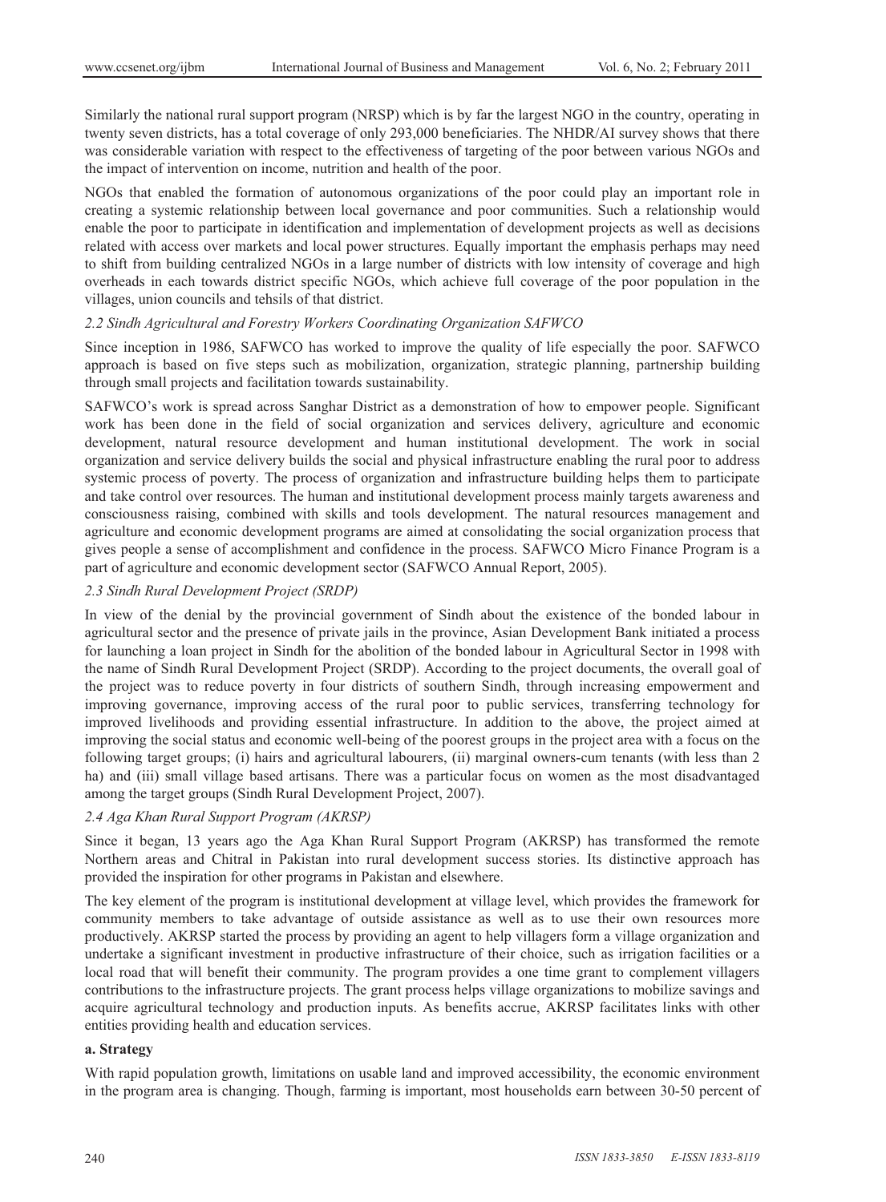Similarly the national rural support program (NRSP) which is by far the largest NGO in the country, operating in twenty seven districts, has a total coverage of only 293,000 beneficiaries. The NHDR/AI survey shows that there was considerable variation with respect to the effectiveness of targeting of the poor between various NGOs and the impact of intervention on income, nutrition and health of the poor.

NGOs that enabled the formation of autonomous organizations of the poor could play an important role in creating a systemic relationship between local governance and poor communities. Such a relationship would enable the poor to participate in identification and implementation of development projects as well as decisions related with access over markets and local power structures. Equally important the emphasis perhaps may need to shift from building centralized NGOs in a large number of districts with low intensity of coverage and high overheads in each towards district specific NGOs, which achieve full coverage of the poor population in the villages, union councils and tehsils of that district.

### *2.2 Sindh Agricultural and Forestry Workers Coordinating Organization SAFWCO*

Since inception in 1986, SAFWCO has worked to improve the quality of life especially the poor. SAFWCO approach is based on five steps such as mobilization, organization, strategic planning, partnership building through small projects and facilitation towards sustainability.

SAFWCO's work is spread across Sanghar District as a demonstration of how to empower people. Significant work has been done in the field of social organization and services delivery, agriculture and economic development, natural resource development and human institutional development. The work in social organization and service delivery builds the social and physical infrastructure enabling the rural poor to address systemic process of poverty. The process of organization and infrastructure building helps them to participate and take control over resources. The human and institutional development process mainly targets awareness and consciousness raising, combined with skills and tools development. The natural resources management and agriculture and economic development programs are aimed at consolidating the social organization process that gives people a sense of accomplishment and confidence in the process. SAFWCO Micro Finance Program is a part of agriculture and economic development sector (SAFWCO Annual Report, 2005).

### *2.3 Sindh Rural Development Project (SRDP)*

In view of the denial by the provincial government of Sindh about the existence of the bonded labour in agricultural sector and the presence of private jails in the province, Asian Development Bank initiated a process for launching a loan project in Sindh for the abolition of the bonded labour in Agricultural Sector in 1998 with the name of Sindh Rural Development Project (SRDP). According to the project documents, the overall goal of the project was to reduce poverty in four districts of southern Sindh, through increasing empowerment and improving governance, improving access of the rural poor to public services, transferring technology for improved livelihoods and providing essential infrastructure. In addition to the above, the project aimed at improving the social status and economic well-being of the poorest groups in the project area with a focus on the following target groups; (i) hairs and agricultural labourers, (ii) marginal owners-cum tenants (with less than 2 ha) and (iii) small village based artisans. There was a particular focus on women as the most disadvantaged among the target groups (Sindh Rural Development Project, 2007).

### *2.4 Aga Khan Rural Support Program (AKRSP)*

Since it began, 13 years ago the Aga Khan Rural Support Program (AKRSP) has transformed the remote Northern areas and Chitral in Pakistan into rural development success stories. Its distinctive approach has provided the inspiration for other programs in Pakistan and elsewhere.

The key element of the program is institutional development at village level, which provides the framework for community members to take advantage of outside assistance as well as to use their own resources more productively. AKRSP started the process by providing an agent to help villagers form a village organization and undertake a significant investment in productive infrastructure of their choice, such as irrigation facilities or a local road that will benefit their community. The program provides a one time grant to complement villagers contributions to the infrastructure projects. The grant process helps village organizations to mobilize savings and acquire agricultural technology and production inputs. As benefits accrue, AKRSP facilitates links with other entities providing health and education services.

#### **a. Strategy**

With rapid population growth, limitations on usable land and improved accessibility, the economic environment in the program area is changing. Though, farming is important, most households earn between 30-50 percent of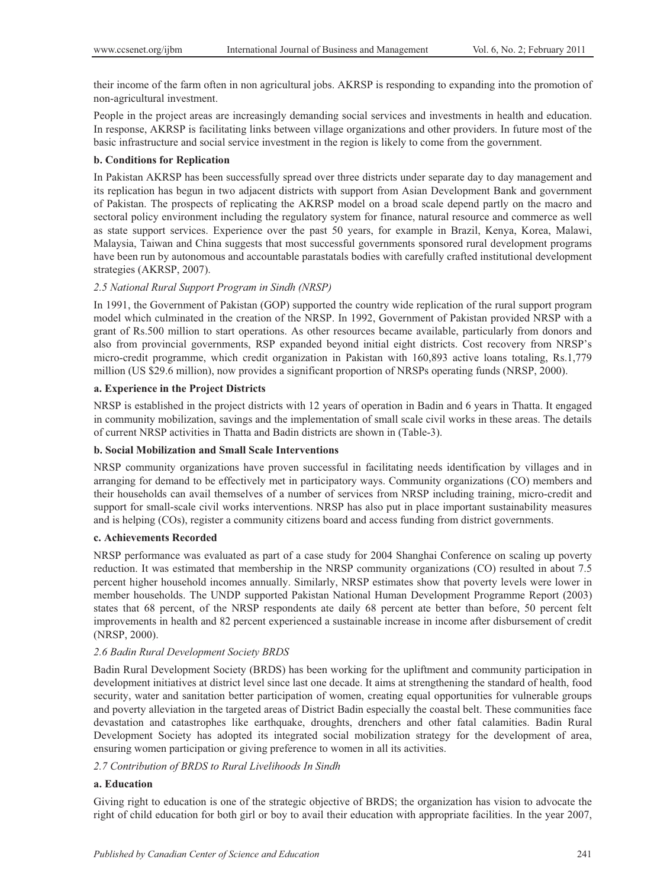their income of the farm often in non agricultural jobs. AKRSP is responding to expanding into the promotion of non-agricultural investment.

People in the project areas are increasingly demanding social services and investments in health and education. In response, AKRSP is facilitating links between village organizations and other providers. In future most of the basic infrastructure and social service investment in the region is likely to come from the government.

**b. Conditions for Replication**

In Pakistan AKRSP has been successfully spread over three districts under separate day to day management and its replication has begun in two adjacent districts with support from Asian Development Bank and government of Pakistan. The prospects of replicating the AKRSP model on a broad scale depend partly on the macro and sectoral policy environment including the regulatory system for finance, natural resource and commerce as well as state support services. Experience over the past 50 years, for example in Brazil, Kenya, Korea, Malawi, Malaysia, Taiwan and China suggests that most successful governments sponsored rural development programs have been run by autonomous and accountable parastatals bodies with carefully crafted institutional development strategies (AKRSP, 2007).

*2.5 National Rural Support Program in Sindh (NRSP)*

In 1991, the Government of Pakistan (GOP) supported the country wide replication of the rural support program model which culminated in the creation of the NRSP. In 1992, Government of Pakistan provided NRSP with a grant of Rs.500 million to start operations. As other resources became available, particularly from donors and also from provincial governments, RSP expanded beyond initial eight districts. Cost recovery from NRSP's micro-credit programme, which credit organization in Pakistan with 160,893 active loans totaling, Rs.1,779 million (US $29.6 million), now provides a significant proportion of NRSPs operating funds (NRSP, 2000).

**a. Experience in the Project Districts**

NRSP is established in the project districts with 12 years of operation in Badin and 6 years in Thatta. It engaged in community mobilization, savings and the implementation of small scale civil works in these areas. The details of current NRSP activities in Thatta and Badin districts are shown in (Table-3).

**b. Social Mobilization and Small Scale Interventions**

NRSP community organizations have proven successful in facilitating needs identification by villages and in arranging for demand to be effectively met in participatory ways. Community organizations (CO) members and their households can avail themselves of a number of services from NRSP including training, micro-credit and support for small-scale civil works interventions. NRSP has also put in place important sustainability measures and is helping (COs), register a community citizens board and access funding from district governments.

**c. Achievements Recorded**

NRSP performance was evaluated as part of a case study for 2004 Shanghai Conference on scaling up poverty reduction. It was estimated that membership in the NRSP community organizations (CO) resulted in about 7.5 percent higher household incomes annually. Similarly, NRSP estimates show that poverty levels were lower in member households. The UNDP supported Pakistan National Human Development Programme Report (2003) states that 68 percent, of the NRSP respondents ate daily 68 percent ate better than before, 50 percent felt improvements in health and 82 percent experienced a sustainable increase in income after disbursement of credit (NRSP, 2000).

*2.6 Badin Rural Development Society BRDS*

Badin Rural Development Society (BRDS) has been working for the upliftment and community participation in development initiatives at district level since last one decade. It aims at strengthening the standard of health, food security, water and sanitation better participation of women, creating equal opportunities for vulnerable groups and poverty alleviation in the targeted areas of District Badin especially the coastal belt. These communities face devastation and catastrophes like earthquake, droughts, drenchers and other fatal calamities. Badin Rural Development Society has adopted its integrated social mobilization strategy for the development of area, ensuring women participation or giving preference to women in all its activities.

*2.7 Contribution of BRDS to Rural Livelihoods In Sindh*

**a. Education**

Giving right to education is one of the strategic objective of BRDS; the organization has vision to advocate the right of child education for both girl or boy to avail their education with appropriate facilities. In the year 2007,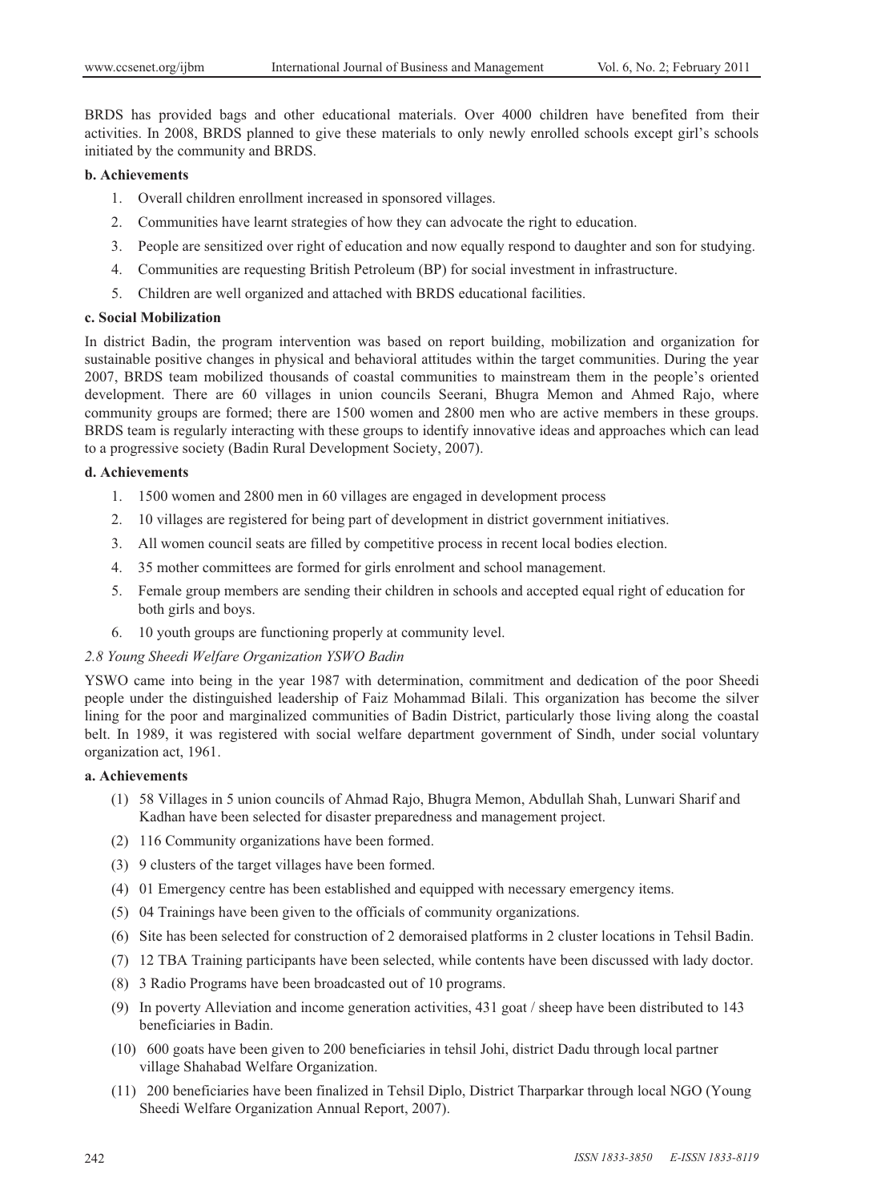BRDS has provided bags and other educational materials. Over 4000 children have benefited from their activities. In 2008, BRDS planned to give these materials to only newly enrolled schools except girl's schools initiated by the community and BRDS.

**b. Achievements**

1. Overall children enrollment increased in sponsored villages.
2. Communities have learnt strategies of how they can advocate the right to education.
3. People are sensitized over right of education and now equally respond to daughter and son for studying.
4. Communities are requesting British Petroleum (BP) for social investment in infrastructure.
5. Children are well organized and attached with BRDS educational facilities.

**c. Social Mobilization**

In district Badin, the program intervention was based on report building, mobilization and organization for sustainable positive changes in physical and behavioral attitudes within the target communities. During the year 2007, BRDS team mobilized thousands of coastal communities to mainstream them in the people's oriented development. There are 60 villages in union councils Seerani, Bhugra Memon and Ahmed Rajo, where community groups are formed; there are 1500 women and 2800 men who are active members in these groups. BRDS team is regularly interacting with these groups to identify innovative ideas and approaches which can lead to a progressive society (Badin Rural Development Society, 2007).

**d. Achievements**

1. 1500 women and 2800 men in 60 villages are engaged in development process
2. 10 villages are registered for being part of development in district government initiatives.
3. All women council seats are filled by competitive process in recent local bodies election.
4. 35 mother committees are formed for girls enrolment and school management.
5. Female group members are sending their children in schools and accepted equal right of education for both girls and boys.
6. 10 youth groups are functioning properly at community level.

### *2.8 Young Sheedi Welfare Organization YSWO Badin*

YSWO came into being in the year 1987 with determination, commitment and dedication of the poor Sheedi people under the distinguished leadership of Faiz Mohammad Bilali. This organization has become the silver lining for the poor and marginalized communities of Badin District, particularly those living along the coastal belt. In 1989, it was registered with social welfare department government of Sindh, under social voluntary organization act, 1961.

**a. Achievements**

(1) 58 Villages in 5 union councils of Ahmad Rajo, Bhugra Memon, Abdullah Shah, Lunwari Sharif and Kadhan have been selected for disaster preparedness and management project.

(2) 116 Community organizations have been formed.

(3) 9 clusters of the target villages have been formed.

(4) 01 Emergency centre has been established and equipped with necessary emergency items.

(5) 04 Trainings have been given to the officials of community organizations.

(6) Site has been selected for construction of 2 demoraised platforms in 2 cluster locations in Tehsil Badin.

(7) 12 TBA Training participants have been selected, while contents have been discussed with lady doctor.

(8) 3 Radio Programs have been broadcasted out of 10 programs.

(9) In poverty Alleviation and income generation activities, 431 goat / sheep have been distributed to 143 beneficiaries in Badin.

(10) 600 goats have been given to 200 beneficiaries in tehsil Johi, district Dadu through local partner village Shahabad Welfare Organization.

(11) 200 beneficiaries have been finalized in Tehsil Diplo, District Tharparkar through local NGO (Young Sheedi Welfare Organization Annual Report, 2007).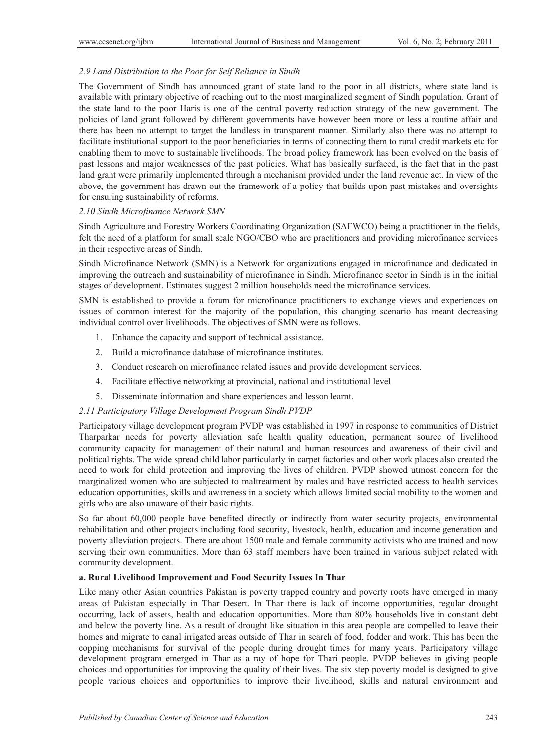### *2.9 Land Distribution to the Poor for Self Reliance in Sindh*

The Government of Sindh has announced grant of state land to the poor in all districts, where state land is available with primary objective of reaching out to the most marginalized segment of Sindh population. Grant of the state land to the poor Haris is one of the central poverty reduction strategy of the new government. The policies of land grant followed by different governments have however been more or less a routine affair and there has been no attempt to target the landless in transparent manner. Similarly also there was no attempt to facilitate institutional support to the poor beneficiaries in terms of connecting them to rural credit markets etc for enabling them to move to sustainable livelihoods. The broad policy framework has been evolved on the basis of past lessons and major weaknesses of the past policies. What has basically surfaced, is the fact that in the past land grant were primarily implemented through a mechanism provided under the land revenue act. In view of the above, the government has drawn out the framework of a policy that builds upon past mistakes and oversights for ensuring sustainability of reforms.

### *2.10 Sindh Microfinance Network SMN*

Sindh Agriculture and Forestry Workers Coordinating Organization (SAFWCO) being a practitioner in the fields, felt the need of a platform for small scale NGO/CBO who are practitioners and providing microfinance services in their respective areas of Sindh.

Sindh Microfinance Network (SMN) is a Network for organizations engaged in microfinance and dedicated in improving the outreach and sustainability of microfinance in Sindh. Microfinance sector in Sindh is in the initial stages of development. Estimates suggest 2 million households need the microfinance services.

SMN is established to provide a forum for microfinance practitioners to exchange views and experiences on issues of common interest for the majority of the population, this changing scenario has meant decreasing individual control over livelihoods. The objectives of SMN were as follows.

1. Enhance the capacity and support of technical assistance.
2. Build a microfinance database of microfinance institutes.
3. Conduct research on microfinance related issues and provide development services.
4. Facilitate effective networking at provincial, national and institutional level
5. Disseminate information and share experiences and lesson learnt.

### *2.11 Participatory Village Development Program Sindh PVDP*

Participatory village development program PVDP was established in 1997 in response to communities of District Tharparkar needs for poverty alleviation safe health quality education, permanent source of livelihood community capacity for management of their natural and human resources and awareness of their civil and political rights. The wide spread child labor particularly in carpet factories and other work places also created the need to work for child protection and improving the lives of children. PVDP showed utmost concern for the marginalized women who are subjected to maltreatment by males and have restricted access to health services education opportunities, skills and awareness in a society which allows limited social mobility to the women and girls who are also unaware of their basic rights.

So far about 60,000 people have benefited directly or indirectly from water security projects, environmental rehabilitation and other projects including food security, livestock, health, education and income generation and poverty alleviation projects. There are about 1500 male and female community activists who are trained and now serving their own communities. More than 63 staff members have been trained in various subject related with community development.

**a. Rural Livelihood Improvement and Food Security Issues In Thar**

Like many other Asian countries Pakistan is poverty trapped country and poverty roots have emerged in many areas of Pakistan especially in Thar Desert. In Thar there is lack of income opportunities, regular drought occurring, lack of assets, health and education opportunities. More than 80% households live in constant debt and below the poverty line. As a result of drought like situation in this area people are compelled to leave their homes and migrate to canal irrigated areas outside of Thar in search of food, fodder and work. This has been the copping mechanisms for survival of the people during drought times for many years. Participatory village development program emerged in Thar as a ray of hope for Thari people. PVDP believes in giving people choices and opportunities for improving the quality of their lives. The six step poverty model is designed to give people various choices and opportunities to improve their livelihood, skills and natural environment and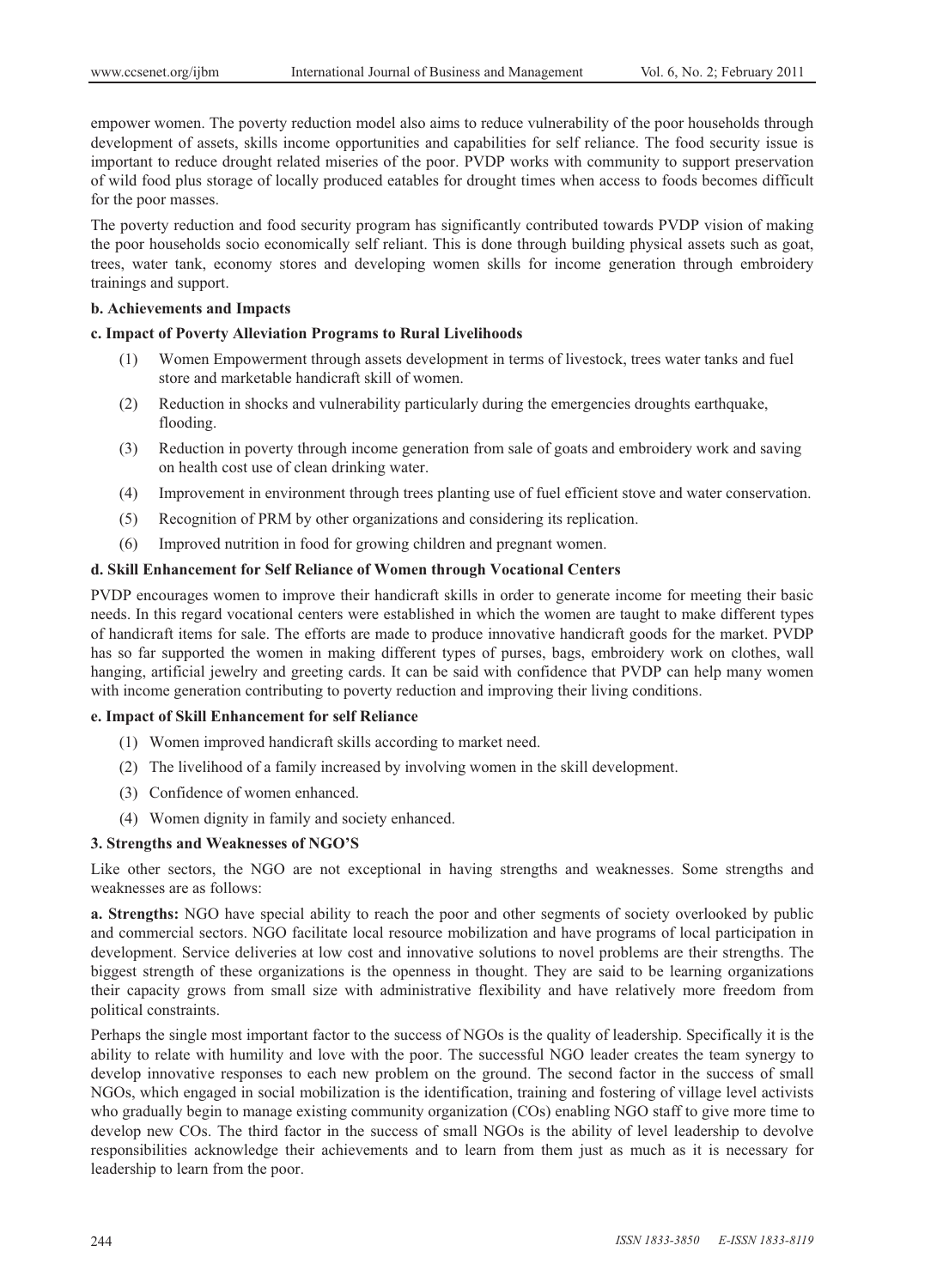empower women. The poverty reduction model also aims to reduce vulnerability of the poor households through development of assets, skills income opportunities and capabilities for self reliance. The food security issue is important to reduce drought related miseries of the poor. PVDP works with community to support preservation of wild food plus storage of locally produced eatables for drought times when access to foods becomes difficult for the poor masses.

The poverty reduction and food security program has significantly contributed towards PVDP vision of making the poor households socio economically self reliant. This is done through building physical assets such as goat, trees, water tank, economy stores and developing women skills for income generation through embroidery trainings and support.

**b. Achievements and Impacts**

**c. Impact of Poverty Alleviation Programs to Rural Livelihoods**

(1) Women Empowerment through assets development in terms of livestock, trees water tanks and fuel store and marketable handicraft skill of women.

(2) Reduction in shocks and vulnerability particularly during the emergencies droughts earthquake, flooding.

(3) Reduction in poverty through income generation from sale of goats and embroidery work and saving on health cost use of clean drinking water.

(4) Improvement in environment through trees planting use of fuel efficient stove and water conservation.

(5) Recognition of PRM by other organizations and considering its replication.

(6) Improved nutrition in food for growing children and pregnant women.

**d. Skill Enhancement for Self Reliance of Women through Vocational Centers**

PVDP encourages women to improve their handicraft skills in order to generate income for meeting their basic needs. In this regard vocational centers were established in which the women are taught to make different types of handicraft items for sale. The efforts are made to produce innovative handicraft goods for the market. PVDP has so far supported the women in making different types of purses, bags, embroidery work on clothes, wall hanging, artificial jewelry and greeting cards. It can be said with confidence that PVDP can help many women with income generation contributing to poverty reduction and improving their living conditions.

**e. Impact of Skill Enhancement for self Reliance**

(1) Women improved handicraft skills according to market need.

(2) The livelihood of a family increased by involving women in the skill development.

(3) Confidence of women enhanced.

(4) Women dignity in family and society enhanced.

**3. Strengths and Weaknesses of NGO'S**

Like other sectors, the NGO are not exceptional in having strengths and weaknesses. Some strengths and weaknesses are as follows:

**a. Strengths:** NGO have special ability to reach the poor and other segments of society overlooked by public and commercial sectors. NGO facilitate local resource mobilization and have programs of local participation in development. Service deliveries at low cost and innovative solutions to novel problems are their strengths. The biggest strength of these organizations is the openness in thought. They are said to be learning organizations their capacity grows from small size with administrative flexibility and have relatively more freedom from political constraints.

Perhaps the single most important factor to the success of NGOs is the quality of leadership. Specifically it is the ability to relate with humility and love with the poor. The successful NGO leader creates the team synergy to develop innovative responses to each new problem on the ground. The second factor in the success of small NGOs, which engaged in social mobilization is the identification, training and fostering of village level activists who gradually begin to manage existing community organization (COs) enabling NGO staff to give more time to develop new COs. The third factor in the success of small NGOs is the ability of level leadership to devolve responsibilities acknowledge their achievements and to learn from them just as much as it is necessary for leadership to learn from the poor.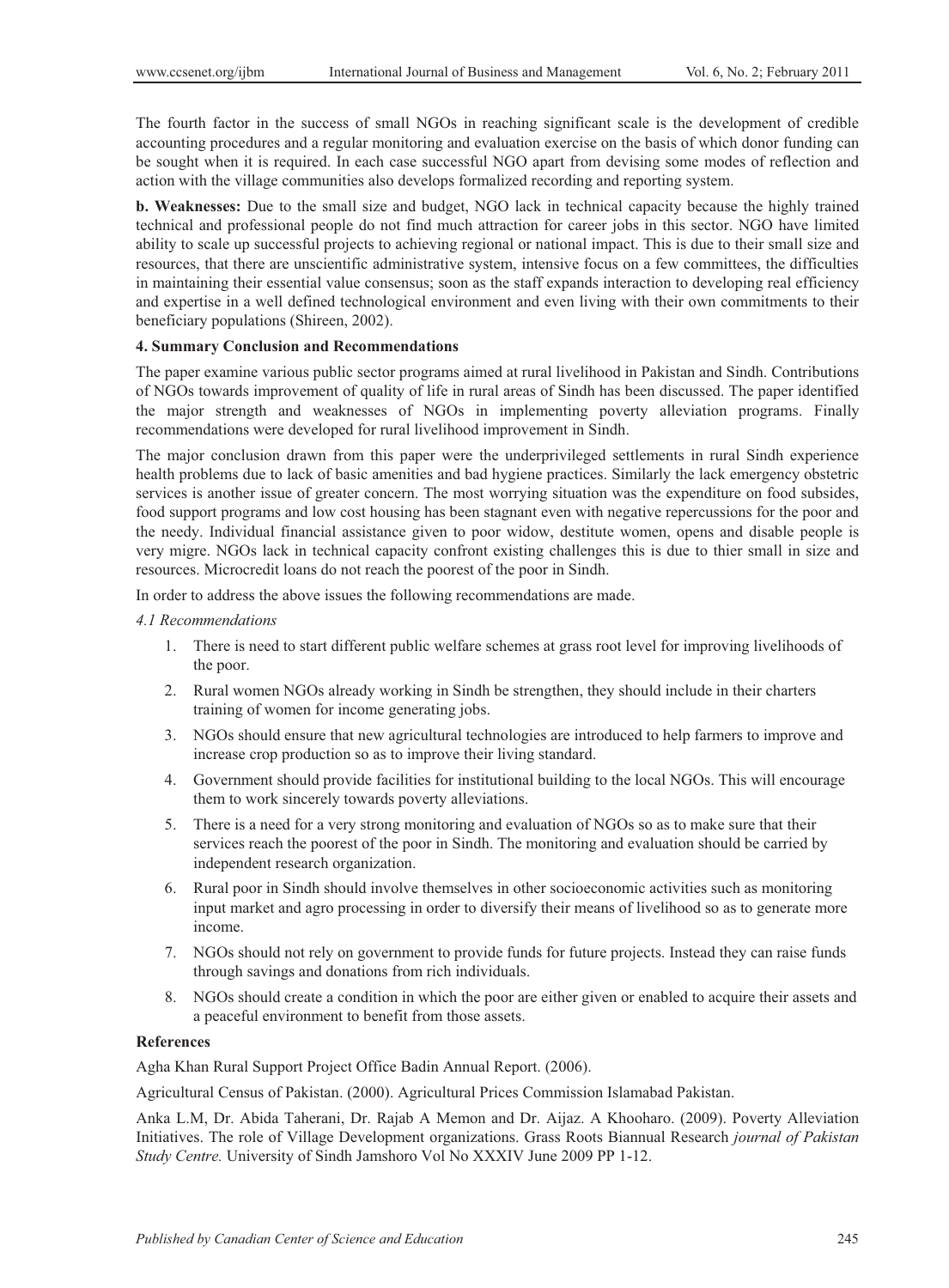The fourth factor in the success of small NGOs in reaching significant scale is the development of credible accounting procedures and a regular monitoring and evaluation exercise on the basis of which donor funding can be sought when it is required. In each case successful NGO apart from devising some modes of reflection and action with the village communities also develops formalized recording and reporting system.

**b. Weaknesses:** Due to the small size and budget, NGO lack in technical capacity because the highly trained technical and professional people do not find much attraction for career jobs in this sector. NGO have limited ability to scale up successful projects to achieving regional or national impact. This is due to their small size and resources, that there are unscientific administrative system, intensive focus on a few committees, the difficulties in maintaining their essential value consensus; soon as the staff expands interaction to developing real efficiency and expertise in a well defined technological environment and even living with their own commitments to their beneficiary populations (Shireen, 2002).

### 4. Summary Conclusion and Recommendations

The paper examine various public sector programs aimed at rural livelihood in Pakistan and Sindh. Contributions of NGOs towards improvement of quality of life in rural areas of Sindh has been discussed. The paper identified the major strength and weaknesses of NGOs in implementing poverty alleviation programs. Finally recommendations were developed for rural livelihood improvement in Sindh.

The major conclusion drawn from this paper were the underprivileged settlements in rural Sindh experience health problems due to lack of basic amenities and bad hygiene practices. Similarly the lack emergency obstetric services is another issue of greater concern. The most worrying situation was the expenditure on food subsides, food support programs and low cost housing has been stagnant even with negative repercussions for the poor and the needy. Individual financial assistance given to poor widow, destitute women, opens and disable people is very migre. NGOs lack in technical capacity confront existing challenges this is due to thier small in size and resources. Microcredit loans do not reach the poorest of the poor in Sindh.

In order to address the above issues the following recommendations are made.

#### *4.1 Recommendations*

1. There is need to start different public welfare schemes at grass root level for improving livelihoods of the poor.
2. Rural women NGOs already working in Sindh be strengthen, they should include in their charters training of women for income generating jobs.
3. NGOs should ensure that new agricultural technologies are introduced to help farmers to improve and increase crop production so as to improve their living standard.
4. Government should provide facilities for institutional building to the local NGOs. This will encourage them to work sincerely towards poverty alleviations.
5. There is a need for a very strong monitoring and evaluation of NGOs so as to make sure that their services reach the poorest of the poor in Sindh. The monitoring and evaluation should be carried by independent research organization.
6. Rural poor in Sindh should involve themselves in other socioeconomic activities such as monitoring input market and agro processing in order to diversify their means of livelihood so as to generate more income.
7. NGOs should not rely on government to provide funds for future projects. Instead they can raise funds through savings and donations from rich individuals.
8. NGOs should create a condition in which the poor are either given or enabled to acquire their assets and a peaceful environment to benefit from those assets.

### References

Agha Khan Rural Support Project Office Badin Annual Report. (2006).

Agricultural Census of Pakistan. (2000). Agricultural Prices Commission Islamabad Pakistan.

Anka L.M, Dr. Abida Taherani, Dr. Rajab A Memon and Dr. Aijaz. A Khooharo. (2009). Poverty Alleviation Initiatives. The role of Village Development organizations. Grass Roots Biannual Research *journal of Pakistan Study Centre.* University of Sindh Jamshoro Vol No XXXIV June 2009 PP 1-12.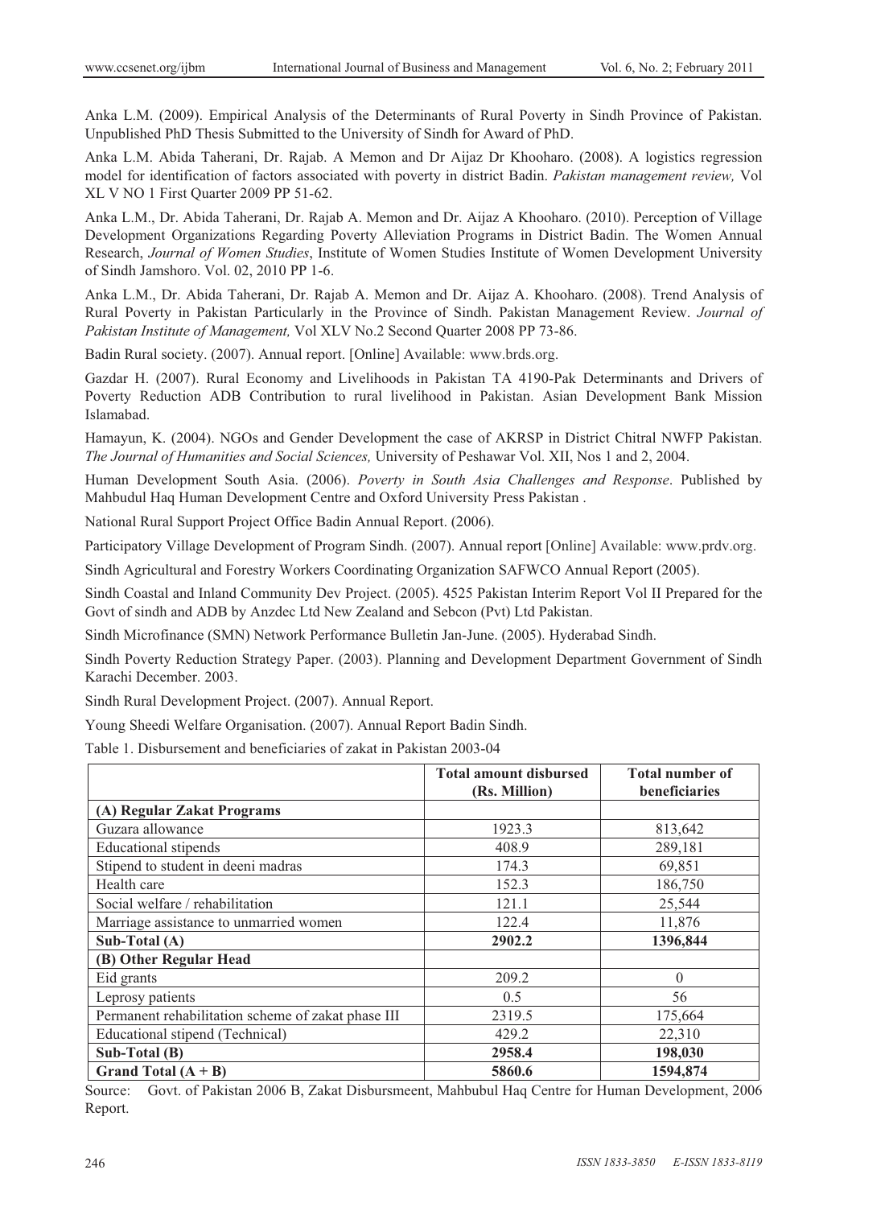Anka L.M. (2009). Empirical Analysis of the Determinants of Rural Poverty in Sindh Province of Pakistan. Unpublished PhD Thesis Submitted to the University of Sindh for Award of PhD.

Anka L.M. Abida Taherani, Dr. Rajab. A Memon and Dr Aijaz Dr Khooharo. (2008). A logistics regression model for identification of factors associated with poverty in district Badin. *Pakistan management review,* Vol XL V NO 1 First Quarter 2009 PP 51-62.

Anka L.M., Dr. Abida Taherani, Dr. Rajab A. Memon and Dr. Aijaz A Khooharo. (2010). Perception of Village Development Organizations Regarding Poverty Alleviation Programs in District Badin. The Women Annual Research, *Journal of Women Studies*, Institute of Women Studies Institute of Women Development University of Sindh Jamshoro. Vol. 02, 2010 PP 1-6.

Anka L.M., Dr. Abida Taherani, Dr. Rajab A. Memon and Dr. Aijaz A. Khooharo. (2008). Trend Analysis of Rural Poverty in Pakistan Particularly in the Province of Sindh. Pakistan Management Review. *Journal of Pakistan Institute of Management,* Vol XLV No.2 Second Quarter 2008 PP 73-86.

Badin Rural society. (2007). Annual report. [Online] Available: www.brds.org.

Gazdar H. (2007). Rural Economy and Livelihoods in Pakistan TA 4190-Pak Determinants and Drivers of Poverty Reduction ADB Contribution to rural livelihood in Pakistan. Asian Development Bank Mission Islamabad.

Hamayun, K. (2004). NGOs and Gender Development the case of AKRSP in District Chitral NWFP Pakistan. *The Journal of Humanities and Social Sciences,* University of Peshawar Vol. XII, Nos 1 and 2, 2004.

Human Development South Asia. (2006). *Poverty in South Asia Challenges and Response*. Published by Mahbudul Haq Human Development Centre and Oxford University Press Pakistan .

National Rural Support Project Office Badin Annual Report. (2006).

Participatory Village Development of Program Sindh. (2007). Annual report [Online] Available: www.prdv.org.

Sindh Agricultural and Forestry Workers Coordinating Organization SAFWCO Annual Report (2005).

Sindh Coastal and Inland Community Dev Project. (2005). 4525 Pakistan Interim Report Vol II Prepared for the Govt of sindh and ADB by Anzdec Ltd New Zealand and Sebcon (Pvt) Ltd Pakistan.

Sindh Microfinance (SMN) Network Performance Bulletin Jan-June. (2005). Hyderabad Sindh.

Sindh Poverty Reduction Strategy Paper. (2003). Planning and Development Department Government of Sindh Karachi December. 2003.

Sindh Rural Development Project. (2007). Annual Report.

Young Sheedi Welfare Organisation. (2007). Annual Report Badin Sindh.

Table 1. Disbursement and beneficiaries of zakat in Pakistan 2003-04

| | **Total amount disbursed (Rs. Million)** | **Total number of beneficiaries** |
|---|---|---|
| **(A) Regular Zakat Programs** | | |
| Guzara allowance | 1923.3 | 813,642 |
| Educational stipends | 408.9 | 289,181 |
| Stipend to student in deeni madras | 174.3 | 69,851 |
| Health care | 152.3 | 186,750 |
| Social welfare / rehabilitation | 121.1 | 25,544 |
| Marriage assistance to unmarried women | 122.4 | 11,876 |
| **Sub-Total (A)** | **2902.2** | **1396,844** |
| **(B) Other Regular Head** | | |
| Eid grants | 209.2 | 0 |
| Leprosy patients | 0.5 | 56 |
| Permanent rehabilitation scheme of zakat phase III | 2319.5 | 175,664 |
| Educational stipend (Technical) | 429.2 | 22,310 |
| **Sub-Total (B)** | **2958.4** | **198,030** |
| **Grand Total (A + B)** | **5860.6** | **1594,874** |

Source: Govt. of Pakistan 2006 B, Zakat Disbursmeent, Mahbubul Haq Centre for Human Development, 2006 Report.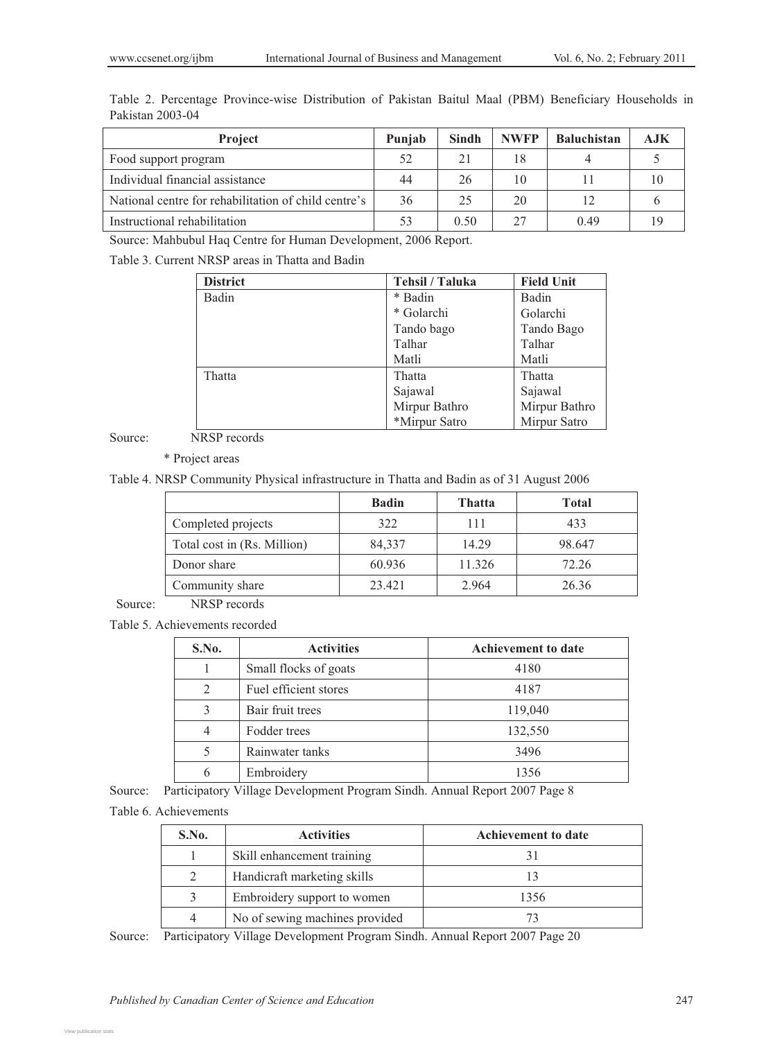Table 2. Percentage Province-wise Distribution of Pakistan Baitul Maal (PBM) Beneficiary Households in Pakistan 2003-04

| Project | Punjab | Sindh | NWFP | Baluchistan | AJK |
|---|---|---|---|---|---|
| Food support program | 52 | 21 | 18 | 4 | 5 |
| Individual financial assistance | 44 | 26 | 10 | 11 | 10 |
| National centre for rehabilitation of child centre's | 36 | 25 | 20 | 12 | 6 |
| Instructional rehabilitation | 53 | 0.50 | 27 | 0.49 | 19 |

Source: Mahbubul Haq Centre for Human Development, 2006 Report.

Table 3. Current NRSP areas in Thatta and Badin

| District | Tehsil / Taluka | Field Unit |
|---|---|---|
| Badin | * Badin | Badin |
| | * Golarchi | Golarchi |
| | Tando bago | Tando Bago |
| | Talhar | Talhar |
| | Matli | Matli |
| Thatta | Thatta | Thatta |
| | Sajawal | Sajawal |
| | Mirpur Bathro | Mirpur Bathro |
| | *Mirpur Satro | Mirpur Satro |

Source: NRSP records

\* Project areas

Table 4. NRSP Community Physical infrastructure in Thatta and Badin as of 31 August 2006

| | Badin | Thatta | Total |
|---|---|---|---|
| Completed projects | 322 | 111 | 433 |
| Total cost in (Rs. Million) | 84,337 | 14.29 | 98.647 |
| Donor share | 60.936 | 11.326 | 72.26 |
| Community share | 23.421 | 2.964 | 26.36 |

Source: NRSP records

Table 5. Achievements recorded

| S.No. | Activities | Achievement to date |
|---|---|---|
| 1 | Small flocks of goats | 4180 |
| 2 | Fuel efficient stores | 4187 |
| 3 | Bair fruit trees | 119,040 |
| 4 | Fodder trees | 132,550 |
| 5 | Rainwater tanks | 3496 |
| 6 | Embroidery | 1356 |

Source: Participatory Village Development Program Sindh. Annual Report 2007 Page 8

Table 6. Achievements

| S.No. | Activities | Achievement to date |
|---|---|---|
| 1 | Skill enhancement training | 31 |
| 2 | Handicraft marketing skills | 13 |
| 3 | Embroidery support to women | 1356 |
| 4 | No of sewing machines provided | 73 |

Source: Participatory Village Development Program Sindh. Annual Report 2007 Page 20